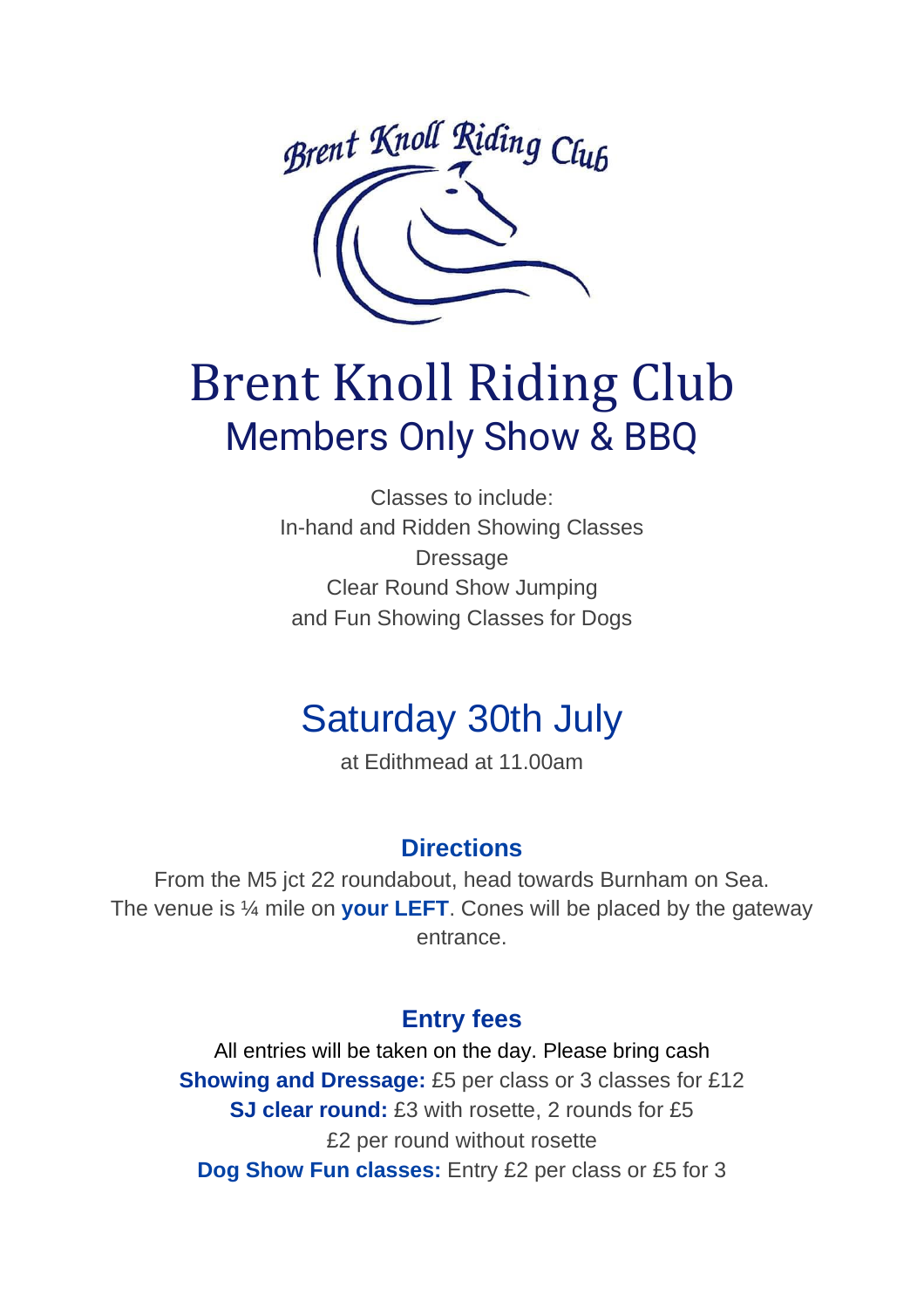# Brent Knoll Riding Club

## Members Only Show & BBQ

Classes to include:
In-hand and Ridden Showing Classes
Dressage
Clear Round Show Jumping
and Fun Showing Classes for Dogs

## Saturday 30th July

at Edithmead at 11.00am

### Directions

From the M5 jct 22 roundabout, head towards Burnham on Sea. The venue is ¼ mile on **your LEFT**. Cones will be placed by the gateway entrance.

### Entry fees

All entries will be taken on the day. Please bring cash

**Showing and Dressage:** £5 per class or 3 classes for £12

**SJ clear round:** £3 with rosette, 2 rounds for £5
£2 per round without rosette

**Dog Show Fun classes:** Entry £2 per class or £5 for 3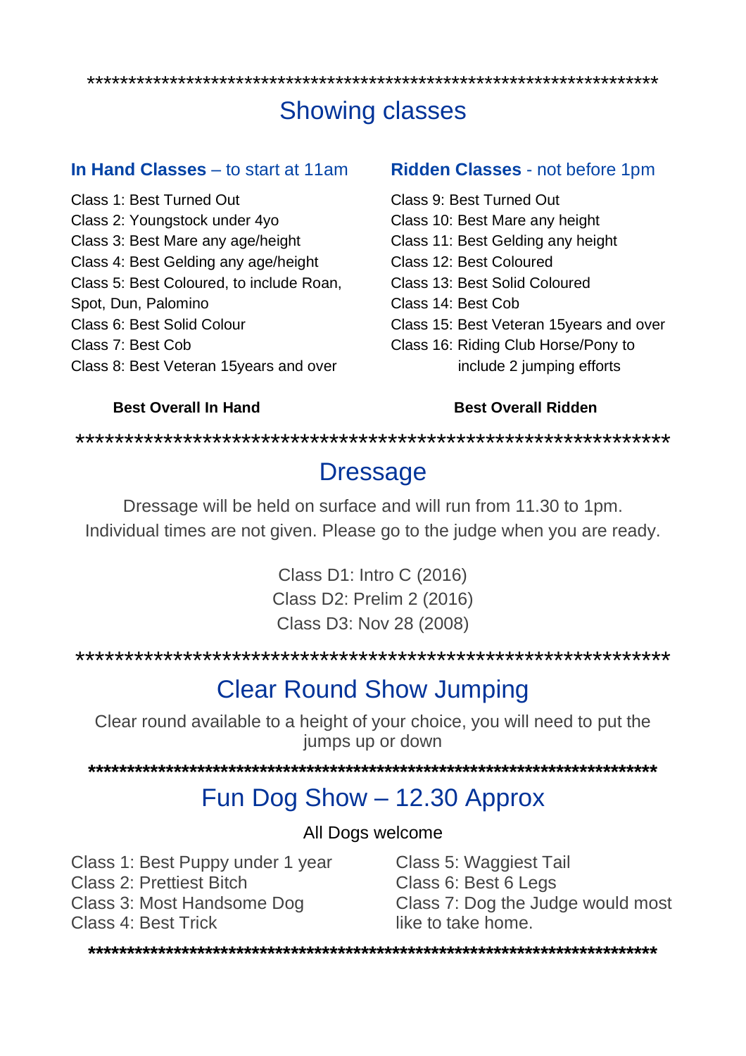*****************************************************************

## Showing classes

**In Hand Classes** – to start at 11am

Class 1: Best Turned Out
Class 2: Youngstock under 4yo
Class 3: Best Mare any age/height
Class 4: Best Gelding any age/height
Class 5: Best Coloured, to include Roan, Spot, Dun, Palomino
Class 6: Best Solid Colour
Class 7: Best Cob
Class 8: Best Veteran 15years and over

**Best Overall In Hand**

**Ridden Classes** - not before 1pm

Class 9: Best Turned Out
Class 10: Best Mare any height
Class 11: Best Gelding any height
Class 12: Best Coloured
Class 13: Best Solid Coloured
Class 14: Best Cob
Class 15: Best Veteran 15years and over
Class 16: Riding Club Horse/Pony to include 2 jumping efforts

**Best Overall Ridden**

*****************************************************************

## Dressage

Dressage will be held on surface and will run from 11.30 to 1pm.
Individual times are not given. Please go to the judge when you are ready.

Class D1: Intro C (2016)
Class D2: Prelim 2 (2016)
Class D3: Nov 28 (2008)

*****************************************************************

## Clear Round Show Jumping

Clear round available to a height of your choice, you will need to put the jumps up or down

*****************************************************************

## Fun Dog Show – 12.30 Approx

All Dogs welcome

Class 1: Best Puppy under 1 year
Class 2: Prettiest Bitch
Class 3: Most Handsome Dog
Class 4: Best Trick
Class 5: Waggiest Tail
Class 6: Best 6 Legs
Class 7: Dog the Judge would most like to take home.

*****************************************************************